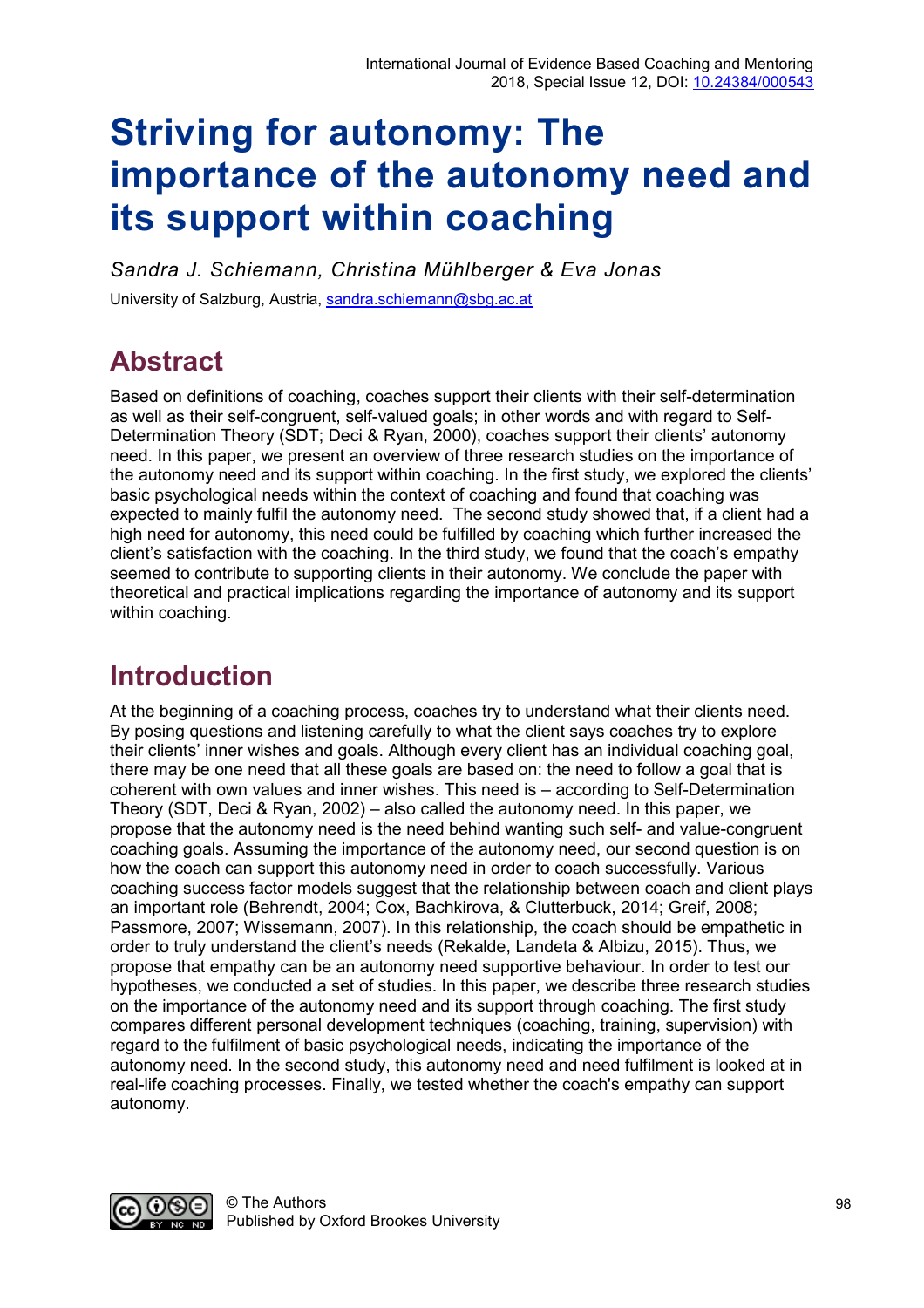# Striving for autonomy: The importance of the autonomy need and its support within coaching

*Sandra J. Schiemann, Christina Mühlberger & Eva Jonas*

University of Salzburg, Austria, sandra.schiemann@sbg.ac.at

## Abstract

Based on definitions of coaching, coaches support their clients with their self-determination as well as their self-congruent, self-valued goals; in other words and with regard to Self-Determination Theory (SDT; Deci & Ryan, 2000), coaches support their clients' autonomy need. In this paper, we present an overview of three research studies on the importance of the autonomy need and its support within coaching. In the first study, we explored the clients' basic psychological needs within the context of coaching and found that coaching was expected to mainly fulfil the autonomy need. The second study showed that, if a client had a high need for autonomy, this need could be fulfilled by coaching which further increased the client's satisfaction with the coaching. In the third study, we found that the coach's empathy seemed to contribute to supporting clients in their autonomy. We conclude the paper with theoretical and practical implications regarding the importance of autonomy and its support within coaching.

## Introduction

At the beginning of a coaching process, coaches try to understand what their clients need. By posing questions and listening carefully to what the client says coaches try to explore their clients' inner wishes and goals. Although every client has an individual coaching goal, there may be one need that all these goals are based on: the need to follow a goal that is coherent with own values and inner wishes. This need is – according to Self-Determination Theory (SDT, Deci & Ryan, 2002) – also called the autonomy need. In this paper, we propose that the autonomy need is the need behind wanting such self- and value-congruent coaching goals. Assuming the importance of the autonomy need, our second question is on how the coach can support this autonomy need in order to coach successfully. Various coaching success factor models suggest that the relationship between coach and client plays an important role (Behrendt, 2004; Cox, Bachkirova, & Clutterbuck, 2014; Greif, 2008; Passmore, 2007; Wissemann, 2007). In this relationship, the coach should be empathetic in order to truly understand the client's needs (Rekalde, Landeta & Albizu, 2015). Thus, we propose that empathy can be an autonomy need supportive behaviour. In order to test our hypotheses, we conducted a set of studies. In this paper, we describe three research studies on the importance of the autonomy need and its support through coaching. The first study compares different personal development techniques (coaching, training, supervision) with regard to the fulfilment of basic psychological needs, indicating the importance of the autonomy need. In the second study, this autonomy need and need fulfilment is looked at in real-life coaching processes. Finally, we tested whether the coach's empathy can support autonomy.

© The Authors
Published by Oxford Brookes University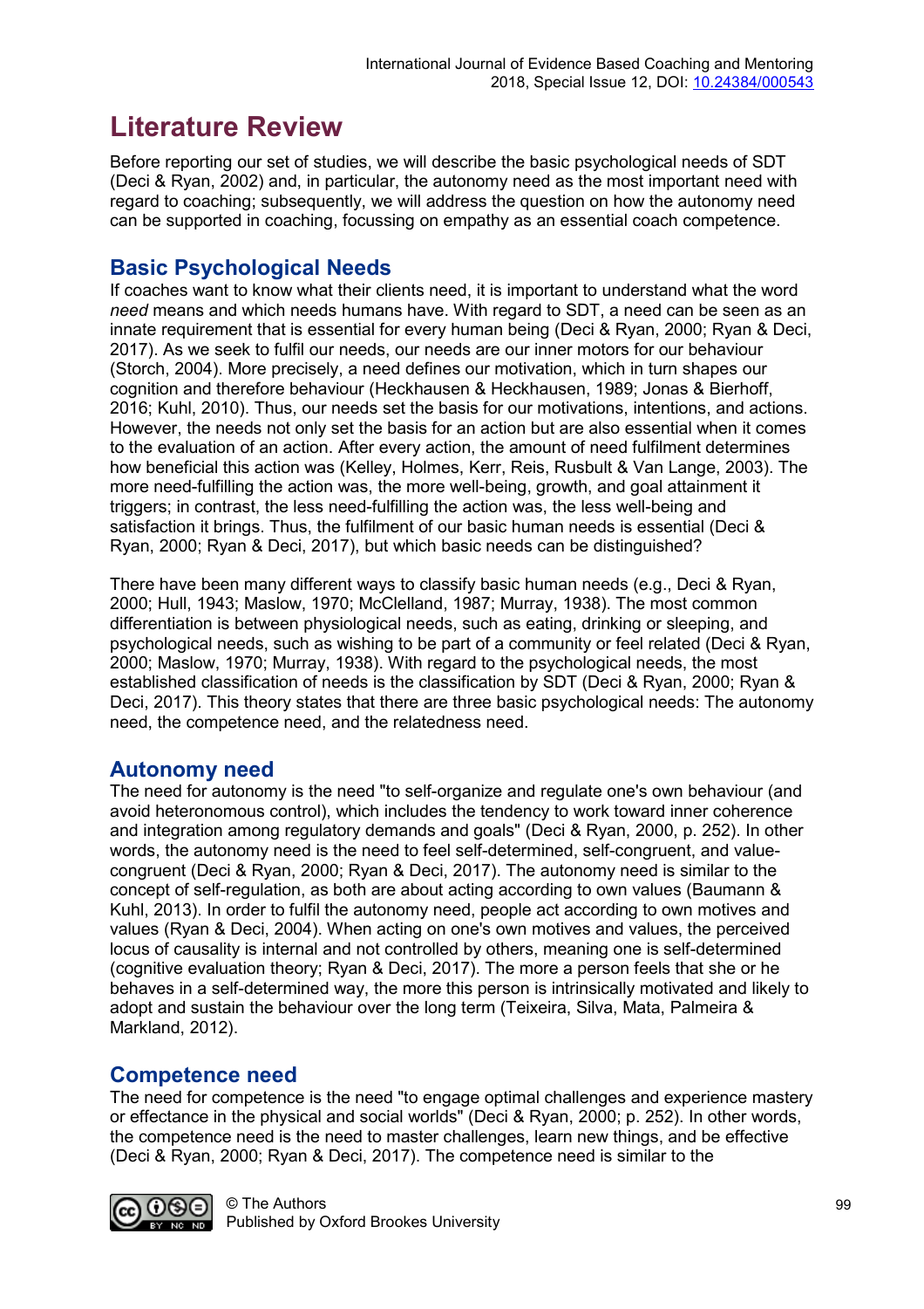# Literature Review

Before reporting our set of studies, we will describe the basic psychological needs of SDT (Deci & Ryan, 2002) and, in particular, the autonomy need as the most important need with regard to coaching; subsequently, we will address the question on how the autonomy need can be supported in coaching, focussing on empathy as an essential coach competence.

## Basic Psychological Needs

If coaches want to know what their clients need, it is important to understand what the word *need* means and which needs humans have. With regard to SDT, a need can be seen as an innate requirement that is essential for every human being (Deci & Ryan, 2000; Ryan & Deci, 2017). As we seek to fulfil our needs, our needs are our inner motors for our behaviour (Storch, 2004). More precisely, a need defines our motivation, which in turn shapes our cognition and therefore behaviour (Heckhausen & Heckhausen, 1989; Jonas & Bierhoff, 2016; Kuhl, 2010). Thus, our needs set the basis for our motivations, intentions, and actions. However, the needs not only set the basis for an action but are also essential when it comes to the evaluation of an action. After every action, the amount of need fulfilment determines how beneficial this action was (Kelley, Holmes, Kerr, Reis, Rusbult & Van Lange, 2003). The more need-fulfilling the action was, the more well-being, growth, and goal attainment it triggers; in contrast, the less need-fulfilling the action was, the less well-being and satisfaction it brings. Thus, the fulfilment of our basic human needs is essential (Deci & Ryan, 2000; Ryan & Deci, 2017), but which basic needs can be distinguished?

There have been many different ways to classify basic human needs (e.g., Deci & Ryan, 2000; Hull, 1943; Maslow, 1970; McClelland, 1987; Murray, 1938). The most common differentiation is between physiological needs, such as eating, drinking or sleeping, and psychological needs, such as wishing to be part of a community or feel related (Deci & Ryan, 2000; Maslow, 1970; Murray, 1938). With regard to the psychological needs, the most established classification of needs is the classification by SDT (Deci & Ryan, 2000; Ryan & Deci, 2017). This theory states that there are three basic psychological needs: The autonomy need, the competence need, and the relatedness need.

## Autonomy need

The need for autonomy is the need "to self-organize and regulate one's own behaviour (and avoid heteronomous control), which includes the tendency to work toward inner coherence and integration among regulatory demands and goals" (Deci & Ryan, 2000, p. 252). In other words, the autonomy need is the need to feel self-determined, self-congruent, and value-congruent (Deci & Ryan, 2000; Ryan & Deci, 2017). The autonomy need is similar to the concept of self-regulation, as both are about acting according to own values (Baumann & Kuhl, 2013). In order to fulfil the autonomy need, people act according to own motives and values (Ryan & Deci, 2004). When acting on one's own motives and values, the perceived locus of causality is internal and not controlled by others, meaning one is self-determined (cognitive evaluation theory; Ryan & Deci, 2017). The more a person feels that she or he behaves in a self-determined way, the more this person is intrinsically motivated and likely to adopt and sustain the behaviour over the long term (Teixeira, Silva, Mata, Palmeira & Markland, 2012).

## Competence need

The need for competence is the need "to engage optimal challenges and experience mastery or effectance in the physical and social worlds" (Deci & Ryan, 2000; p. 252). In other words, the competence need is the need to master challenges, learn new things, and be effective (Deci & Ryan, 2000; Ryan & Deci, 2017). The competence need is similar to the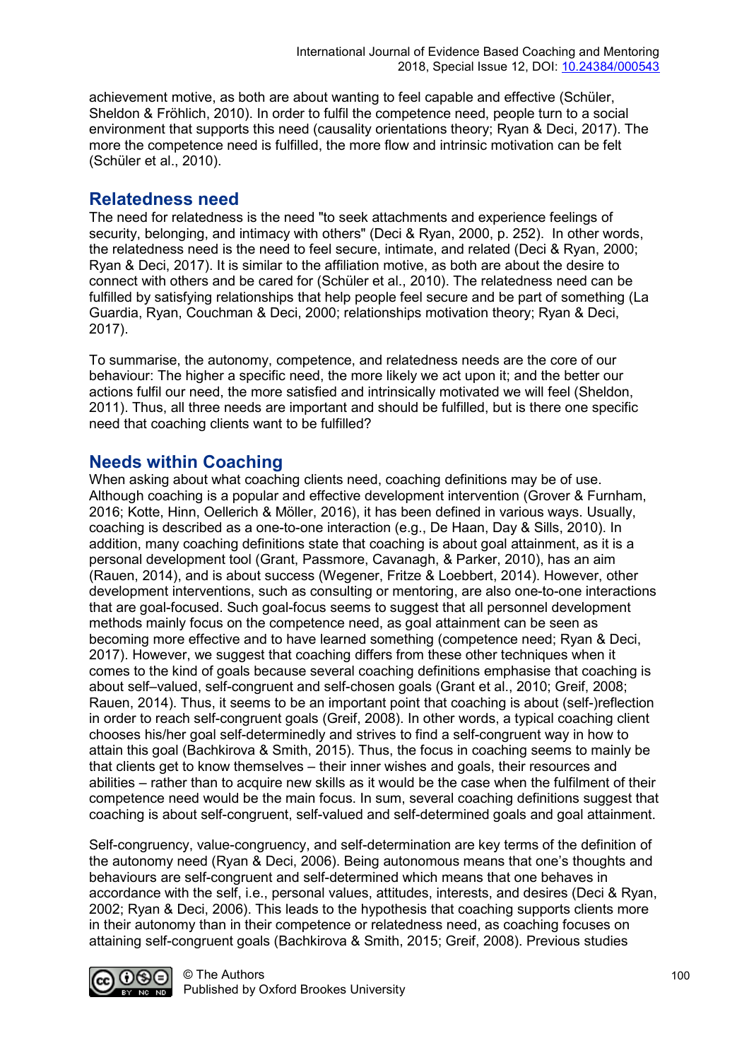achievement motive, as both are about wanting to feel capable and effective (Schüler, Sheldon & Fröhlich, 2010). In order to fulfil the competence need, people turn to a social environment that supports this need (causality orientations theory; Ryan & Deci, 2017). The more the competence need is fulfilled, the more flow and intrinsic motivation can be felt (Schüler et al., 2010).

## Relatedness need

The need for relatedness is the need "to seek attachments and experience feelings of security, belonging, and intimacy with others" (Deci & Ryan, 2000, p. 252). In other words, the relatedness need is the need to feel secure, intimate, and related (Deci & Ryan, 2000; Ryan & Deci, 2017). It is similar to the affiliation motive, as both are about the desire to connect with others and be cared for (Schüler et al., 2010). The relatedness need can be fulfilled by satisfying relationships that help people feel secure and be part of something (La Guardia, Ryan, Couchman & Deci, 2000; relationships motivation theory; Ryan & Deci, 2017).

To summarise, the autonomy, competence, and relatedness needs are the core of our behaviour: The higher a specific need, the more likely we act upon it; and the better our actions fulfil our need, the more satisfied and intrinsically motivated we will feel (Sheldon, 2011). Thus, all three needs are important and should be fulfilled, but is there one specific need that coaching clients want to be fulfilled?

## Needs within Coaching

When asking about what coaching clients need, coaching definitions may be of use. Although coaching is a popular and effective development intervention (Grover & Furnham, 2016; Kotte, Hinn, Oellerich & Möller, 2016), it has been defined in various ways. Usually, coaching is described as a one-to-one interaction (e.g., De Haan, Day & Sills, 2010). In addition, many coaching definitions state that coaching is about goal attainment, as it is a personal development tool (Grant, Passmore, Cavanagh, & Parker, 2010), has an aim (Rauen, 2014), and is about success (Wegener, Fritze & Loebbert, 2014). However, other development interventions, such as consulting or mentoring, are also one-to-one interactions that are goal-focused. Such goal-focus seems to suggest that all personnel development methods mainly focus on the competence need, as goal attainment can be seen as becoming more effective and to have learned something (competence need; Ryan & Deci, 2017). However, we suggest that coaching differs from these other techniques when it comes to the kind of goals because several coaching definitions emphasise that coaching is about self–valued, self-congruent and self-chosen goals (Grant et al., 2010; Greif, 2008; Rauen, 2014). Thus, it seems to be an important point that coaching is about (self-)reflection in order to reach self-congruent goals (Greif, 2008). In other words, a typical coaching client chooses his/her goal self-determinedly and strives to find a self-congruent way in how to attain this goal (Bachkirova & Smith, 2015). Thus, the focus in coaching seems to mainly be that clients get to know themselves – their inner wishes and goals, their resources and abilities – rather than to acquire new skills as it would be the case when the fulfilment of their competence need would be the main focus. In sum, several coaching definitions suggest that coaching is about self-congruent, self-valued and self-determined goals and goal attainment.

Self-congruency, value-congruency, and self-determination are key terms of the definition of the autonomy need (Ryan & Deci, 2006). Being autonomous means that one's thoughts and behaviours are self-congruent and self-determined which means that one behaves in accordance with the self, i.e., personal values, attitudes, interests, and desires (Deci & Ryan, 2002; Ryan & Deci, 2006). This leads to the hypothesis that coaching supports clients more in their autonomy than in their competence or relatedness need, as coaching focuses on attaining self-congruent goals (Bachkirova & Smith, 2015; Greif, 2008). Previous studies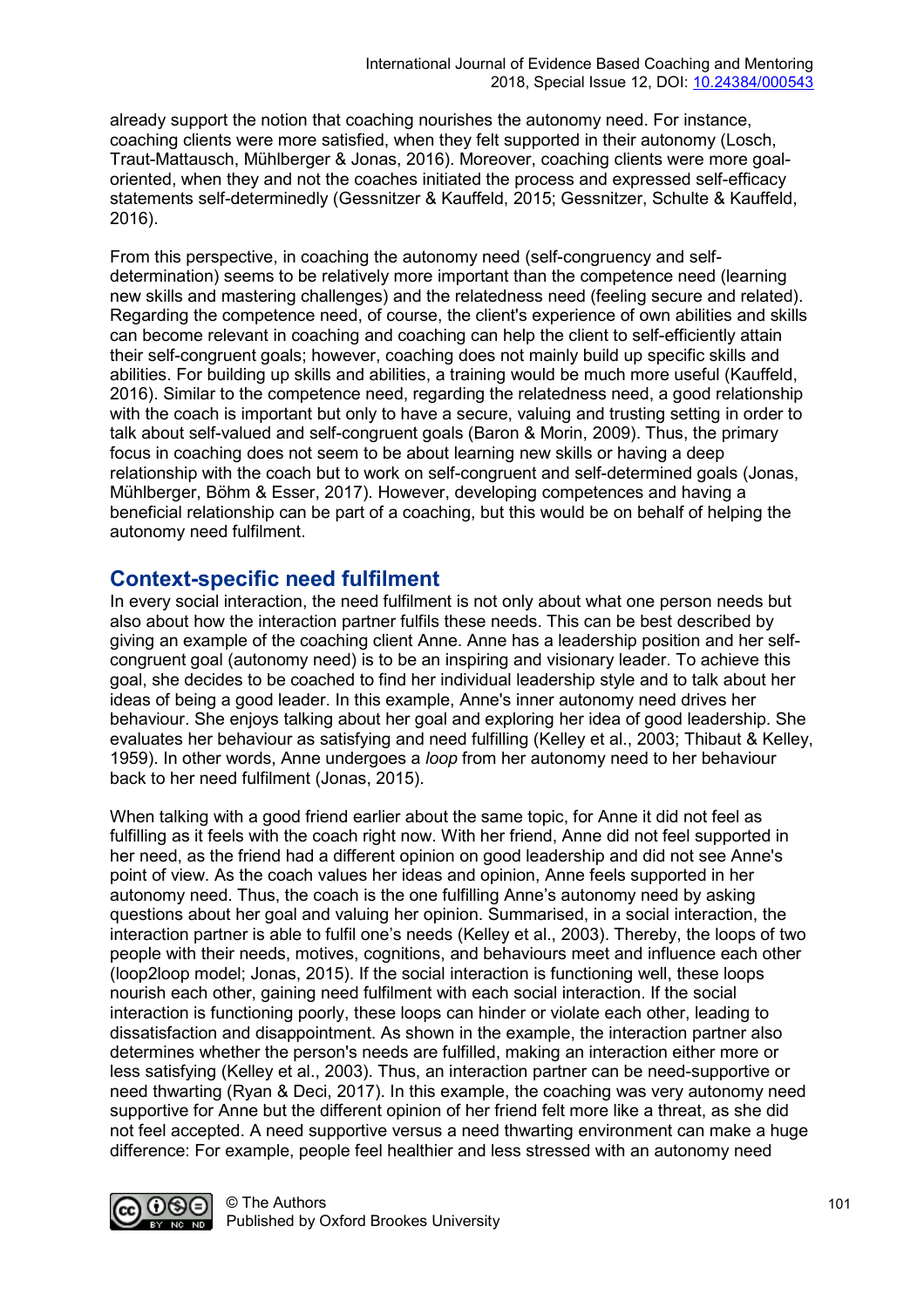already support the notion that coaching nourishes the autonomy need. For instance, coaching clients were more satisfied, when they felt supported in their autonomy (Losch, Traut-Mattausch, Mühlberger & Jonas, 2016). Moreover, coaching clients were more goal-oriented, when they and not the coaches initiated the process and expressed self-efficacy statements self-determinedly (Gessnitzer & Kauffeld, 2015; Gessnitzer, Schulte & Kauffeld, 2016).

From this perspective, in coaching the autonomy need (self-congruency and self-determination) seems to be relatively more important than the competence need (learning new skills and mastering challenges) and the relatedness need (feeling secure and related). Regarding the competence need, of course, the client's experience of own abilities and skills can become relevant in coaching and coaching can help the client to self-efficiently attain their self-congruent goals; however, coaching does not mainly build up specific skills and abilities. For building up skills and abilities, a training would be much more useful (Kauffeld, 2016). Similar to the competence need, regarding the relatedness need, a good relationship with the coach is important but only to have a secure, valuing and trusting setting in order to talk about self-valued and self-congruent goals (Baron & Morin, 2009). Thus, the primary focus in coaching does not seem to be about learning new skills or having a deep relationship with the coach but to work on self-congruent and self-determined goals (Jonas, Mühlberger, Böhm & Esser, 2017). However, developing competences and having a beneficial relationship can be part of a coaching, but this would be on behalf of helping the autonomy need fulfilment.

## Context-specific need fulfilment

In every social interaction, the need fulfilment is not only about what one person needs but also about how the interaction partner fulfils these needs. This can be best described by giving an example of the coaching client Anne. Anne has a leadership position and her self-congruent goal (autonomy need) is to be an inspiring and visionary leader. To achieve this goal, she decides to be coached to find her individual leadership style and to talk about her ideas of being a good leader. In this example, Anne's inner autonomy need drives her behaviour. She enjoys talking about her goal and exploring her idea of good leadership. She evaluates her behaviour as satisfying and need fulfilling (Kelley et al., 2003; Thibaut & Kelley, 1959). In other words, Anne undergoes a *loop* from her autonomy need to her behaviour back to her need fulfilment (Jonas, 2015).

When talking with a good friend earlier about the same topic, for Anne it did not feel as fulfilling as it feels with the coach right now. With her friend, Anne did not feel supported in her need, as the friend had a different opinion on good leadership and did not see Anne's point of view. As the coach values her ideas and opinion, Anne feels supported in her autonomy need. Thus, the coach is the one fulfilling Anne's autonomy need by asking questions about her goal and valuing her opinion. Summarised, in a social interaction, the interaction partner is able to fulfil one's needs (Kelley et al., 2003). Thereby, the loops of two people with their needs, motives, cognitions, and behaviours meet and influence each other (loop2loop model; Jonas, 2015). If the social interaction is functioning well, these loops nourish each other, gaining need fulfilment with each social interaction. If the social interaction is functioning poorly, these loops can hinder or violate each other, leading to dissatisfaction and disappointment. As shown in the example, the interaction partner also determines whether the person's needs are fulfilled, making an interaction either more or less satisfying (Kelley et al., 2003). Thus, an interaction partner can be need-supportive or need thwarting (Ryan & Deci, 2017). In this example, the coaching was very autonomy need supportive for Anne but the different opinion of her friend felt more like a threat, as she did not feel accepted. A need supportive versus a need thwarting environment can make a huge difference: For example, people feel healthier and less stressed with an autonomy need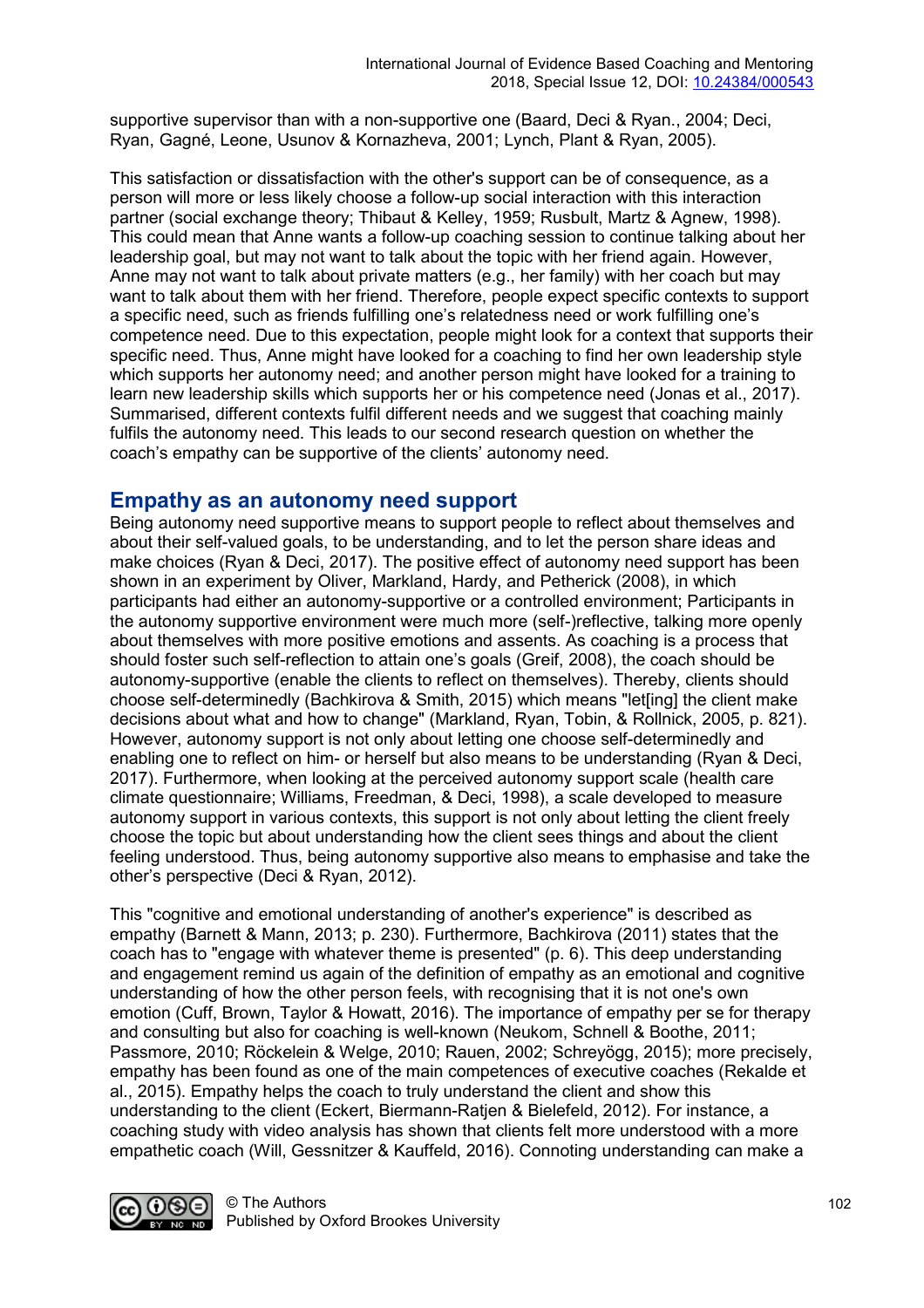supportive supervisor than with a non-supportive one (Baard, Deci & Ryan., 2004; Deci, Ryan, Gagné, Leone, Usunov & Kornazheva, 2001; Lynch, Plant & Ryan, 2005).

This satisfaction or dissatisfaction with the other's support can be of consequence, as a person will more or less likely choose a follow-up social interaction with this interaction partner (social exchange theory; Thibaut & Kelley, 1959; Rusbult, Martz & Agnew, 1998). This could mean that Anne wants a follow-up coaching session to continue talking about her leadership goal, but may not want to talk about the topic with her friend again. However, Anne may not want to talk about private matters (e.g., her family) with her coach but may want to talk about them with her friend. Therefore, people expect specific contexts to support a specific need, such as friends fulfilling one's relatedness need or work fulfilling one's competence need. Due to this expectation, people might look for a context that supports their specific need. Thus, Anne might have looked for a coaching to find her own leadership style which supports her autonomy need; and another person might have looked for a training to learn new leadership skills which supports her or his competence need (Jonas et al., 2017). Summarised, different contexts fulfil different needs and we suggest that coaching mainly fulfils the autonomy need. This leads to our second research question on whether the coach's empathy can be supportive of the clients' autonomy need.

## Empathy as an autonomy need support

Being autonomy need supportive means to support people to reflect about themselves and about their self-valued goals, to be understanding, and to let the person share ideas and make choices (Ryan & Deci, 2017). The positive effect of autonomy need support has been shown in an experiment by Oliver, Markland, Hardy, and Petherick (2008), in which participants had either an autonomy-supportive or a controlled environment; Participants in the autonomy supportive environment were much more (self-)reflective, talking more openly about themselves with more positive emotions and assents. As coaching is a process that should foster such self-reflection to attain one's goals (Greif, 2008), the coach should be autonomy-supportive (enable the clients to reflect on themselves). Thereby, clients should choose self-determinedly (Bachkirova & Smith, 2015) which means "let[ing] the client make decisions about what and how to change" (Markland, Ryan, Tobin, & Rollnick, 2005, p. 821). However, autonomy support is not only about letting one choose self-determinedly and enabling one to reflect on him- or herself but also means to be understanding (Ryan & Deci, 2017). Furthermore, when looking at the perceived autonomy support scale (health care climate questionnaire; Williams, Freedman, & Deci, 1998), a scale developed to measure autonomy support in various contexts, this support is not only about letting the client freely choose the topic but about understanding how the client sees things and about the client feeling understood. Thus, being autonomy supportive also means to emphasise and take the other's perspective (Deci & Ryan, 2012).

This "cognitive and emotional understanding of another's experience" is described as empathy (Barnett & Mann, 2013; p. 230). Furthermore, Bachkirova (2011) states that the coach has to "engage with whatever theme is presented" (p. 6). This deep understanding and engagement remind us again of the definition of empathy as an emotional and cognitive understanding of how the other person feels, with recognising that it is not one's own emotion (Cuff, Brown, Taylor & Howatt, 2016). The importance of empathy per se for therapy and consulting but also for coaching is well-known (Neukom, Schnell & Boothe, 2011; Passmore, 2010; Röckelein & Welge, 2010; Rauen, 2002; Schreyögg, 2015); more precisely, empathy has been found as one of the main competences of executive coaches (Rekalde et al., 2015). Empathy helps the coach to truly understand the client and show this understanding to the client (Eckert, Biermann-Ratjen & Bielefeld, 2012). For instance, a coaching study with video analysis has shown that clients felt more understood with a more empathetic coach (Will, Gessnitzer & Kauffeld, 2016). Connoting understanding can make a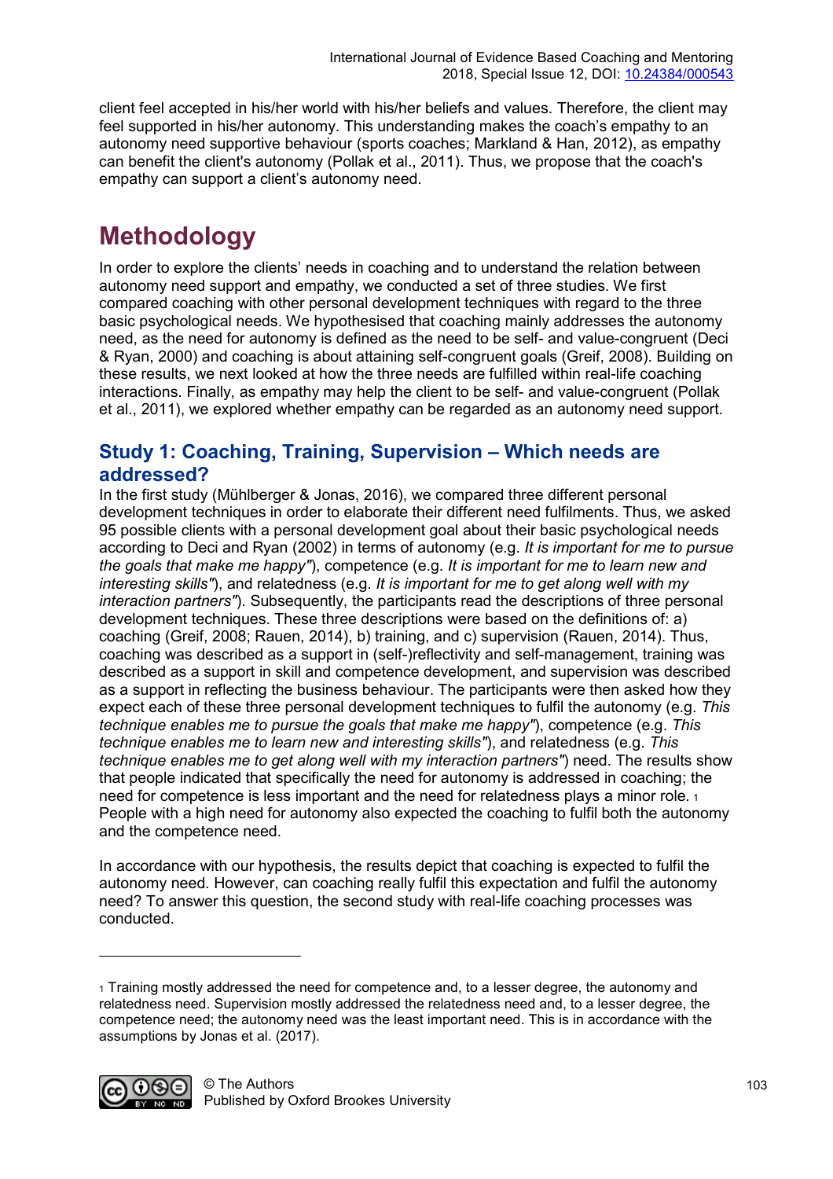client feel accepted in his/her world with his/her beliefs and values. Therefore, the client may feel supported in his/her autonomy. This understanding makes the coach's empathy to an autonomy need supportive behaviour (sports coaches; Markland & Han, 2012), as empathy can benefit the client's autonomy (Pollak et al., 2011). Thus, we propose that the coach's empathy can support a client's autonomy need.

# Methodology

In order to explore the clients' needs in coaching and to understand the relation between autonomy need support and empathy, we conducted a set of three studies. We first compared coaching with other personal development techniques with regard to the three basic psychological needs. We hypothesised that coaching mainly addresses the autonomy need, as the need for autonomy is defined as the need to be self- and value-congruent (Deci & Ryan, 2000) and coaching is about attaining self-congruent goals (Greif, 2008). Building on these results, we next looked at how the three needs are fulfilled within real-life coaching interactions. Finally, as empathy may help the client to be self- and value-congruent (Pollak et al., 2011), we explored whether empathy can be regarded as an autonomy need support.

## Study 1: Coaching, Training, Supervision – Which needs are addressed?

In the first study (Mühlberger & Jonas, 2016), we compared three different personal development techniques in order to elaborate their different need fulfilments. Thus, we asked 95 possible clients with a personal development goal about their basic psychological needs according to Deci and Ryan (2002) in terms of autonomy (e.g. *It is important for me to pursue the goals that make me happy"*), competence (e.g. *It is important for me to learn new and interesting skills"*), and relatedness (e.g. *It is important for me to get along well with my interaction partners"*). Subsequently, the participants read the descriptions of three personal development techniques. These three descriptions were based on the definitions of: a) coaching (Greif, 2008; Rauen, 2014), b) training, and c) supervision (Rauen, 2014). Thus, coaching was described as a support in (self-)reflectivity and self-management, training was described as a support in skill and competence development, and supervision was described as a support in reflecting the business behaviour. The participants were then asked how they expect each of these three personal development techniques to fulfil the autonomy (e.g. *This technique enables me to pursue the goals that make me happy"*), competence (e.g. *This technique enables me to learn new and interesting skills"*), and relatedness (e.g. *This technique enables me to get along well with my interaction partners"*) need. The results show that people indicated that specifically the need for autonomy is addressed in coaching; the need for competence is less important and the need for relatedness plays a minor role. [1] People with a high need for autonomy also expected the coaching to fulfil both the autonomy and the competence need.

In accordance with our hypothesis, the results depict that coaching is expected to fulfil the autonomy need. However, can coaching really fulfil this expectation and fulfil the autonomy need? To answer this question, the second study with real-life coaching processes was conducted.

---

[1] Training mostly addressed the need for competence and, to a lesser degree, the autonomy and relatedness need. Supervision mostly addressed the relatedness need and, to a lesser degree, the competence need; the autonomy need was the least important need. This is in accordance with the assumptions by Jonas et al. (2017).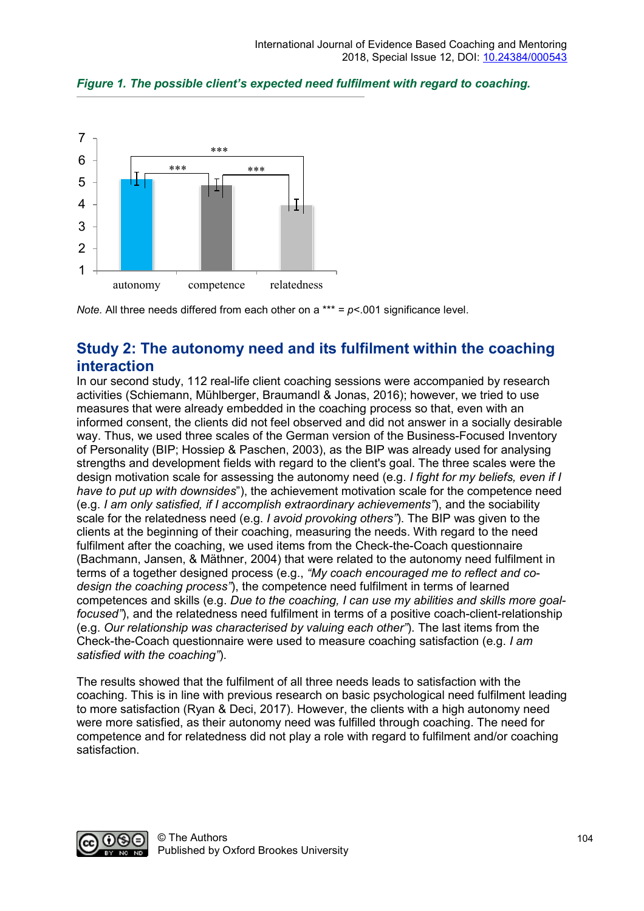*Figure 1. The possible client's expected need fulfilment with regard to coaching.*

*Note.* All three needs differed from each other on a *** = $p$<.001 significance level.

## Study 2: The autonomy need and its fulfilment within the coaching interaction

In our second study, 112 real-life client coaching sessions were accompanied by research activities (Schiemann, Mühlberger, Braumandl & Jonas, 2016); however, we tried to use measures that were already embedded in the coaching process so that, even with an informed consent, the clients did not feel observed and did not answer in a socially desirable way. Thus, we used three scales of the German version of the Business-Focused Inventory of Personality (BIP; Hossiep & Paschen, 2003), as the BIP was already used for analysing strengths and development fields with regard to the client's goal. The three scales were the design motivation scale for assessing the autonomy need (e.g. *I fight for my beliefs, even if I have to put up with downsides*"), the achievement motivation scale for the competence need (e.g. *I am only satisfied, if I accomplish extraordinary achievements"*), and the sociability scale for the relatedness need (e.g. *I avoid provoking others"*). The BIP was given to the clients at the beginning of their coaching, measuring the needs. With regard to the need fulfilment after the coaching, we used items from the Check-the-Coach questionnaire (Bachmann, Jansen, & Mäthner, 2004) that were related to the autonomy need fulfilment in terms of a together designed process (e.g., *"My coach encouraged me to reflect and co-design the coaching process"*), the competence need fulfilment in terms of learned competences and skills (e.g. *Due to the coaching, I can use my abilities and skills more goal-focused"*), and the relatedness need fulfilment in terms of a positive coach-client-relationship (e.g. *Our relationship was characterised by valuing each other"*). The last items from the Check-the-Coach questionnaire were used to measure coaching satisfaction (e.g. *I am satisfied with the coaching"*).

The results showed that the fulfilment of all three needs leads to satisfaction with the coaching. This is in line with previous research on basic psychological need fulfilment leading to more satisfaction (Ryan & Deci, 2017). However, the clients with a high autonomy need were more satisfied, as their autonomy need was fulfilled through coaching. The need for competence and for relatedness did not play a role with regard to fulfilment and/or coaching satisfaction.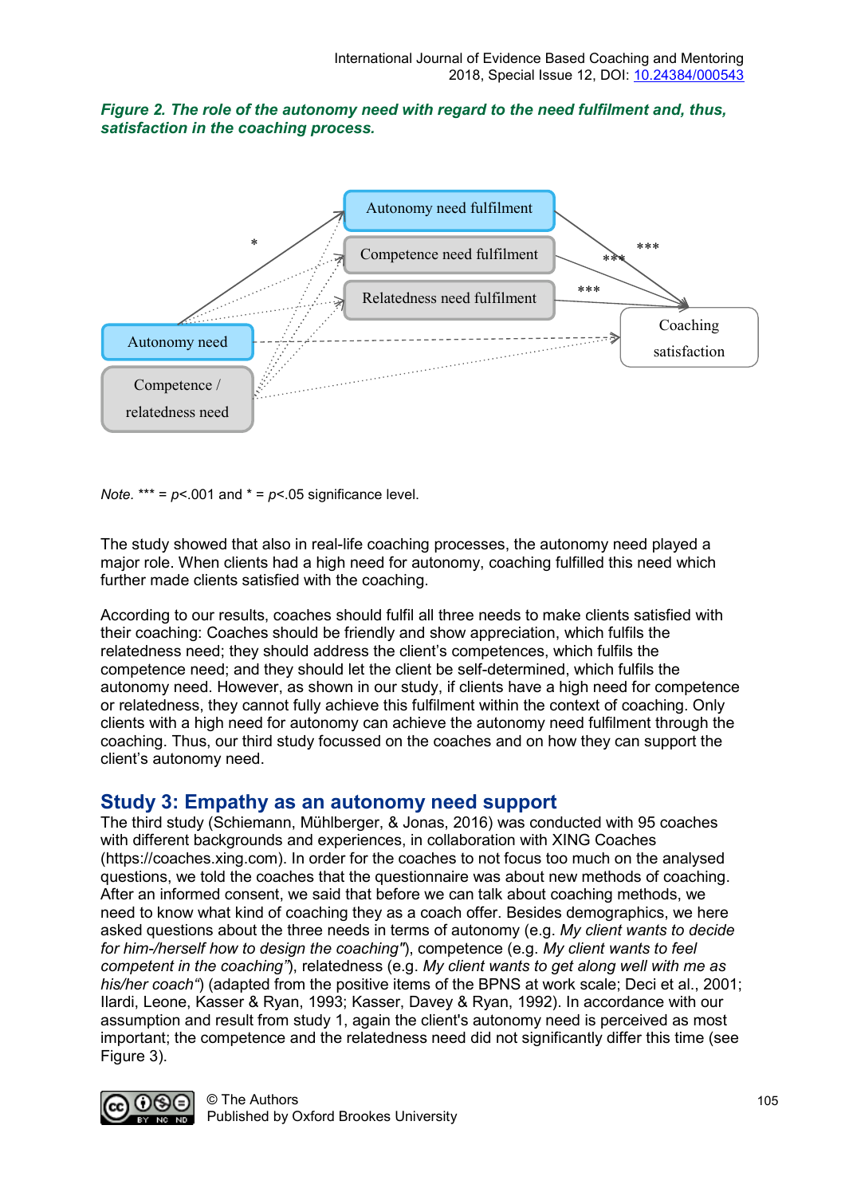***Figure 2. The role of the autonomy need with regard to the need fulfilment and, thus, satisfaction in the coaching process.***

*Note.* *** = $p$<.001 and * = $p$<.05 significance level.

The study showed that also in real-life coaching processes, the autonomy need played a major role. When clients had a high need for autonomy, coaching fulfilled this need which further made clients satisfied with the coaching.

According to our results, coaches should fulfil all three needs to make clients satisfied with their coaching: Coaches should be friendly and show appreciation, which fulfils the relatedness need; they should address the client's competences, which fulfils the competence need; and they should let the client be self-determined, which fulfils the autonomy need. However, as shown in our study, if clients have a high need for competence or relatedness, they cannot fully achieve this fulfilment within the context of coaching. Only clients with a high need for autonomy can achieve the autonomy need fulfilment through the coaching. Thus, our third study focussed on the coaches and on how they can support the client's autonomy need.

## Study 3: Empathy as an autonomy need support

The third study (Schiemann, Mühlberger, & Jonas, 2016) was conducted with 95 coaches with different backgrounds and experiences, in collaboration with XING Coaches (https://coaches.xing.com). In order for the coaches to not focus too much on the analysed questions, we told the coaches that the questionnaire was about new methods of coaching. After an informed consent, we said that before we can talk about coaching methods, we need to know what kind of coaching they as a coach offer. Besides demographics, we here asked questions about the three needs in terms of autonomy (e.g. *My client wants to decide for him-/herself how to design the coaching"*), competence (e.g. *My client wants to feel competent in the coaching"*), relatedness (e.g. *My client wants to get along well with me as his/her coach"*) (adapted from the positive items of the BPNS at work scale; Deci et al., 2001; Ilardi, Leone, Kasser & Ryan, 1993; Kasser, Davey & Ryan, 1992). In accordance with our assumption and result from study 1, again the client's autonomy need is perceived as most important; the competence and the relatedness need did not significantly differ this time (see Figure 3).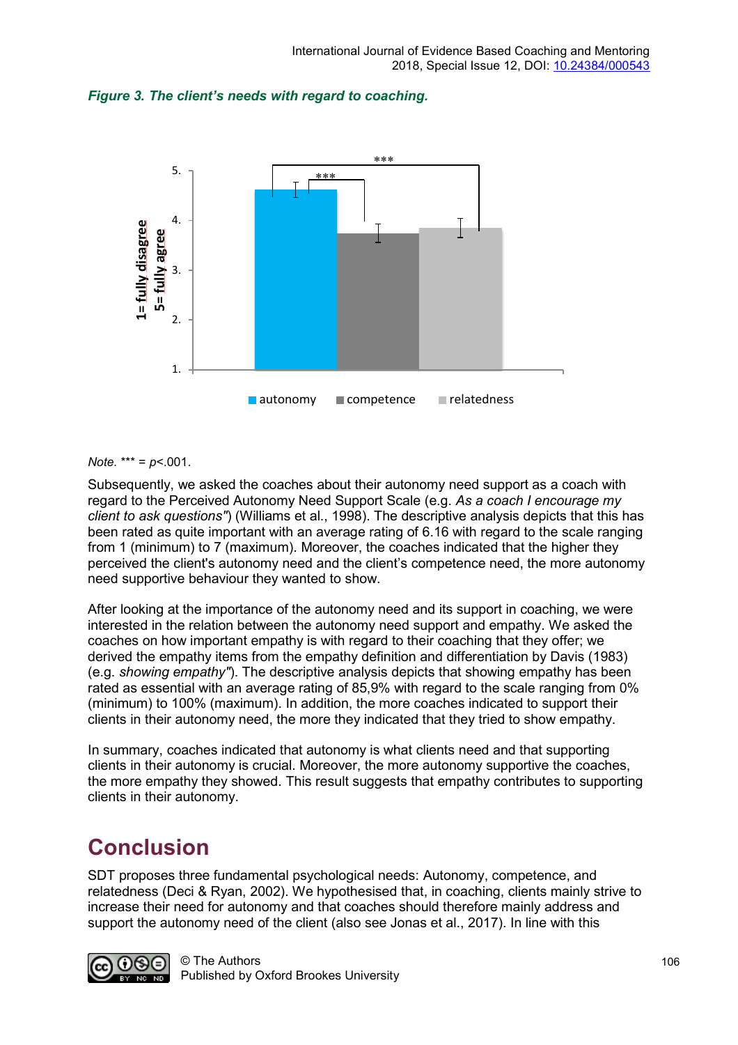*Figure 3. The client's needs with regard to coaching.*

*Note.* *** = *p*<.001.

Subsequently, we asked the coaches about their autonomy need support as a coach with regard to the Perceived Autonomy Need Support Scale (e.g. *As a coach I encourage my client to ask questions"*) (Williams et al., 1998). The descriptive analysis depicts that this has been rated as quite important with an average rating of 6.16 with regard to the scale ranging from 1 (minimum) to 7 (maximum). Moreover, the coaches indicated that the higher they perceived the client's autonomy need and the client's competence need, the more autonomy need supportive behaviour they wanted to show.

After looking at the importance of the autonomy need and its support in coaching, we were interested in the relation between the autonomy need support and empathy. We asked the coaches on how important empathy is with regard to their coaching that they offer; we derived the empathy items from the empathy definition and differentiation by Davis (1983) (e.g. *showing empathy"*). The descriptive analysis depicts that showing empathy has been rated as essential with an average rating of 85,9% with regard to the scale ranging from 0% (minimum) to 100% (maximum). In addition, the more coaches indicated to support their clients in their autonomy need, the more they indicated that they tried to show empathy.

In summary, coaches indicated that autonomy is what clients need and that supporting clients in their autonomy is crucial. Moreover, the more autonomy supportive the coaches, the more empathy they showed. This result suggests that empathy contributes to supporting clients in their autonomy.

# Conclusion

SDT proposes three fundamental psychological needs: Autonomy, competence, and relatedness (Deci & Ryan, 2002). We hypothesised that, in coaching, clients mainly strive to increase their need for autonomy and that coaches should therefore mainly address and support the autonomy need of the client (also see Jonas et al., 2017). In line with this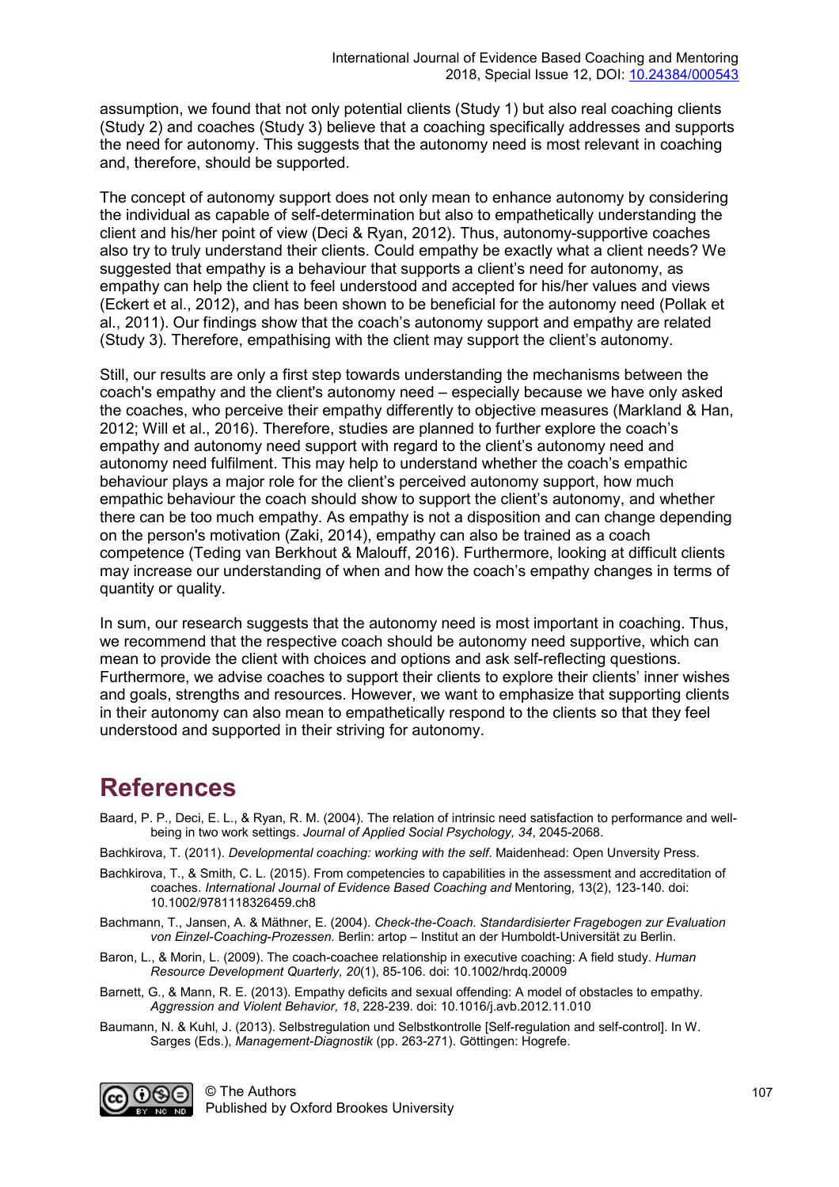assumption, we found that not only potential clients (Study 1) but also real coaching clients (Study 2) and coaches (Study 3) believe that a coaching specifically addresses and supports the need for autonomy. This suggests that the autonomy need is most relevant in coaching and, therefore, should be supported.

The concept of autonomy support does not only mean to enhance autonomy by considering the individual as capable of self-determination but also to empathetically understanding the client and his/her point of view (Deci & Ryan, 2012). Thus, autonomy-supportive coaches also try to truly understand their clients. Could empathy be exactly what a client needs? We suggested that empathy is a behaviour that supports a client's need for autonomy, as empathy can help the client to feel understood and accepted for his/her values and views (Eckert et al., 2012), and has been shown to be beneficial for the autonomy need (Pollak et al., 2011). Our findings show that the coach's autonomy support and empathy are related (Study 3). Therefore, empathising with the client may support the client's autonomy.

Still, our results are only a first step towards understanding the mechanisms between the coach's empathy and the client's autonomy need – especially because we have only asked the coaches, who perceive their empathy differently to objective measures (Markland & Han, 2012; Will et al., 2016). Therefore, studies are planned to further explore the coach's empathy and autonomy need support with regard to the client's autonomy need and autonomy need fulfilment. This may help to understand whether the coach's empathic behaviour plays a major role for the client's perceived autonomy support, how much empathic behaviour the coach should show to support the client's autonomy, and whether there can be too much empathy. As empathy is not a disposition and can change depending on the person's motivation (Zaki, 2014), empathy can also be trained as a coach competence (Teding van Berkhout & Malouff, 2016). Furthermore, looking at difficult clients may increase our understanding of when and how the coach's empathy changes in terms of quantity or quality.

In sum, our research suggests that the autonomy need is most important in coaching. Thus, we recommend that the respective coach should be autonomy need supportive, which can mean to provide the client with choices and options and ask self-reflecting questions. Furthermore, we advise coaches to support their clients to explore their clients' inner wishes and goals, strengths and resources. However, we want to emphasize that supporting clients in their autonomy can also mean to empathetically respond to the clients so that they feel understood and supported in their striving for autonomy.

# References

Baard, P. P., Deci, E. L., & Ryan, R. M. (2004). The relation of intrinsic need satisfaction to performance and well-being in two work settings. *Journal of Applied Social Psychology, 34*, 2045-2068.

Bachkirova, T. (2011). *Developmental coaching: working with the self*. Maidenhead: Open Unversity Press.

Bachkirova, T., & Smith, C. L. (2015). From competencies to capabilities in the assessment and accreditation of coaches. *International Journal of Evidence Based Coaching and* Mentoring, 13(2), 123-140. doi: 10.1002/9781118326459.ch8

Bachmann, T., Jansen, A. & Mäthner, E. (2004). *Check-the-Coach. Standardisierter Fragebogen zur Evaluation von Einzel-Coaching-Prozessen.* Berlin: artop – Institut an der Humboldt-Universität zu Berlin.

Baron, L., & Morin, L. (2009). The coach-coachee relationship in executive coaching: A field study. *Human Resource Development Quarterly, 20*(1), 85-106. doi: 10.1002/hrdq.20009

Barnett, G., & Mann, R. E. (2013). Empathy deficits and sexual offending: A model of obstacles to empathy. *Aggression and Violent Behavior, 18*, 228-239. doi: 10.1016/j.avb.2012.11.010

Baumann, N. & Kuhl, J. (2013). Selbstregulation und Selbstkontrolle [Self-regulation and self-control]. In W. Sarges (Eds.), *Management-Diagnostik* (pp. 263-271). Göttingen: Hogrefe.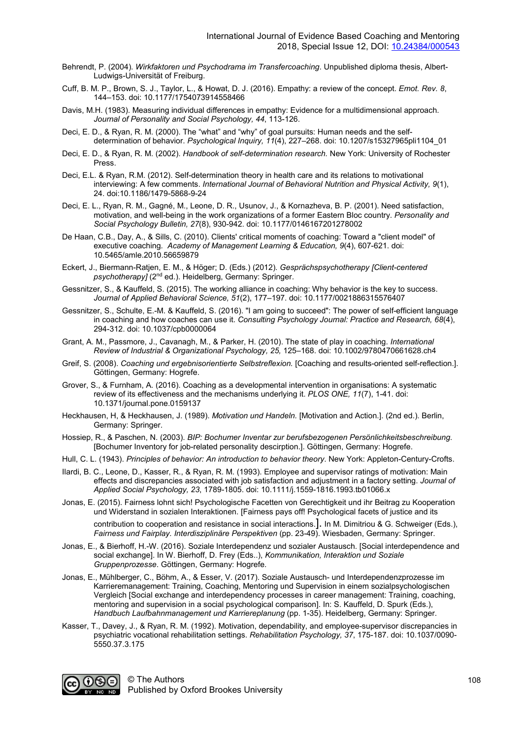Behrendt, P. (2004). *Wirkfaktoren und Psychodrama im Transfercoaching*. Unpublished diploma thesis, Albert-Ludwigs-Universität of Freiburg.

Cuff, B. M. P., Brown, S. J., Taylor, L., & Howat, D. J. (2016). Empathy: a review of the concept. *Emot. Rev. 8*, 144–153. doi: 10.1177/1754073914558466

Davis, M.H. (1983). Measuring individual differences in empathy: Evidence for a multidimensional approach. *Journal of Personality and Social Psychology, 44*, 113-126.

Deci, E. D., & Ryan, R. M. (2000). The "what" and "why" of goal pursuits: Human needs and the self-determination of behavior. *Psychological Inquiry, 11*(4), 227–268. doi: 10.1207/s15327965pli1104_01

Deci, E. D., & Ryan, R. M. (2002). *Handbook of self-determination research.* New York: University of Rochester Press.

Deci, E.L. & Ryan, R.M. (2012). Self-determination theory in health care and its relations to motivational interviewing: A few comments. *International Journal of Behavioral Nutrition and Physical Activity, 9*(1), 24. doi:10.1186/1479-5868-9-24

Deci, E. L., Ryan, R. M., Gagné, M., Leone, D. R., Usunov, J., & Kornazheva, B. P. (2001). Need satisfaction, motivation, and well-being in the work organizations of a former Eastern Bloc country. *Personality and Social Psychology Bulletin, 27*(8), 930-942. doi: 10.1177/0146167201278002

De Haan, C.B., Day, A., & Sills, C. (2010). Clients' critical moments of coaching: Toward a "client model" of executive coaching. *Academy of Management Learning & Education, 9*(4), 607-621. doi: 10.5465/amle.2010.56659879

Eckert, J., Biermann-Ratjen, E. M., & Höger; D. (Eds.) (2012). *Gesprächspsychotherapy [Client-centered psychotherapy]* (2nd ed.). Heidelberg, Germany: Springer.

Gessnitzer, S., & Kauffeld, S. (2015). The working alliance in coaching: Why behavior is the key to success. *Journal of Applied Behavioral Science, 51*(2), 177–197. doi: 10.1177/0021886315576407

Gessnitzer, S., Schulte, E.-M. & Kauffeld, S. (2016). "I am going to succeed": The power of self-efficient language in coaching and how coaches can use it. *Consulting Psychology Journal: Practice and Research, 68*(4), 294-312. doi: 10.1037/cpb0000064

Grant, A. M., Passmore, J., Cavanagh, M., & Parker, H. (2010). The state of play in coaching. *International Review of Industrial & Organizational Psychology, 25,* 125–168. doi: 10.1002/9780470661628.ch4

Greif, S. (2008). *Coaching und ergebnisorientierte Selbstreflexion.* [Coaching and results-oriented self-reflection.]. Göttingen, Germany: Hogrefe.

Grover, S., & Furnham, A. (2016). Coaching as a developmental intervention in organisations: A systematic review of its effectiveness and the mechanisms underlying it. *PLOS ONE, 11*(7), 1-41. doi: 10.1371/journal.pone.0159137

Heckhausen, H, & Heckhausen, J. (1989). *Motivation und Handeln.* [Motivation and Action.]. (2nd ed.). Berlin, Germany: Springer.

Hossiep, R., & Paschen, N. (2003). *BIP: Bochumer Inventar zur berufsbezogenen Persönlichkeitsbeschreibung.* [Bochumer Inventory for job-related personality descirption.]. Göttingen, Germany: Hogrefe.

Hull, C. L. (1943). *Principles of behavior: An introduction to behavior theory.* New York: Appleton-Century-Crofts.

Ilardi, B. C., Leone, D., Kasser, R., & Ryan, R. M. (1993). Employee and supervisor ratings of motivation: Main effects and discrepancies associated with job satisfaction and adjustment in a factory setting. *Journal of Applied Social Psychology, 23*, 1789-1805. doi: 10.1111/j.1559-1816.1993.tb01066.x

Jonas, E. (2015). Fairness lohnt sich! Psychologische Facetten von Gerechtigkeit und ihr Beitrag zu Kooperation und Widerstand in sozialen Interaktionen. [Fairness pays off! Psychological facets of justice and its contribution to cooperation and resistance in social interactions.]. In M. Dimitriou & G. Schweiger (Eds.), *Fairness und Fairplay. Interdisziplinäre Perspektiven* (pp. 23-49). Wiesbaden, Germany: Springer.

Jonas, E., & Bierhoff, H.-W. (2016). Soziale Interdependenz und sozialer Austausch. [Social interdependence and social exchange]. In W. Bierhoff, D. Frey (Eds..), *Kommunikation, Interaktion und Soziale Gruppenprozesse*. Göttingen, Germany: Hogrefe.

Jonas, E., Mühlberger, C., Böhm, A., & Esser, V. (2017). Soziale Austausch- und Interdependenzprozesse im Karrieremanagement: Training, Coaching, Mentoring und Supervision in einem sozialpsychologischen Vergleich [Social exchange and interdependency processes in career management: Training, coaching, mentoring and supervision in a social psychological comparison]. In: S. Kauffeld, D. Spurk (Eds.), *Handbuch Laufbahnmanagement und Karriereplanung* (pp. 1-35). Heidelberg, Germany: Springer.

Kasser, T., Davey, J., & Ryan, R. M. (1992). Motivation, dependability, and employee-supervisor discrepancies in psychiatric vocational rehabilitation settings. *Rehabilitation Psychology, 37*, 175-187. doi: 10.1037/0090-5550.37.3.175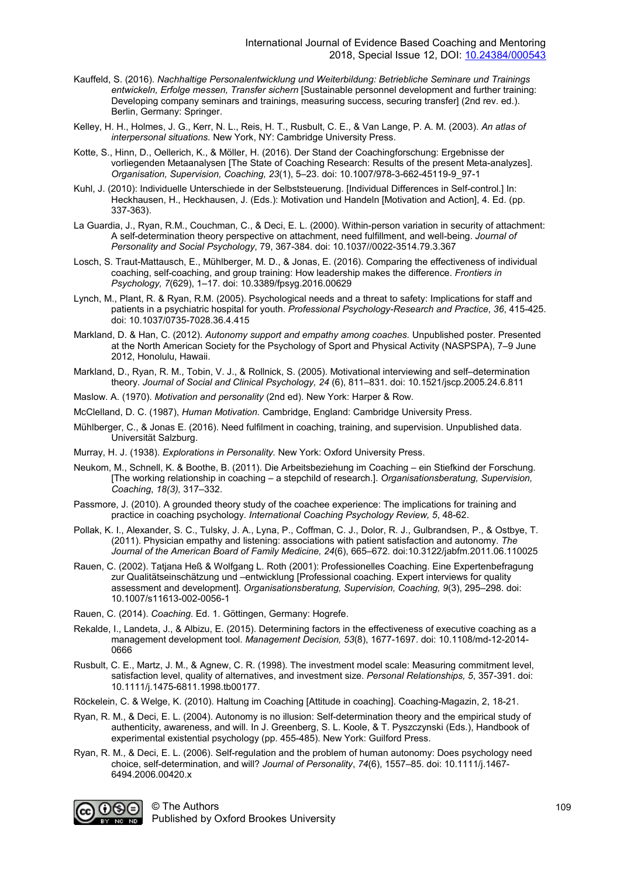Kauffeld, S. (2016). *Nachhaltige Personalentwicklung und Weiterbildung: Betriebliche Seminare und Trainings entwickeln, Erfolge messen, Transfer sichern* [Sustainable personnel development and further training: Developing company seminars and trainings, measuring success, securing transfer] (2nd rev. ed.). Berlin, Germany: Springer.

Kelley, H. H., Holmes, J. G., Kerr, N. L., Reis, H. T., Rusbult, C. E., & Van Lange, P. A. M. (2003). *An atlas of interpersonal situations.* New York, NY: Cambridge University Press.

Kotte, S., Hinn, D., Oellerich, K., & Möller, H. (2016). Der Stand der Coachingforschung: Ergebnisse der vorliegenden Metaanalysen [The State of Coaching Research: Results of the present Meta-analyzes]. *Organisation, Supervision, Coaching, 23*(1), 5–23. doi: 10.1007/978-3-662-45119-9_97-1

Kuhl, J. (2010): Individuelle Unterschiede in der Selbststeuerung. [Individual Differences in Self-control.] In: Heckhausen, H., Heckhausen, J. (Eds.): Motivation und Handeln [Motivation and Action], 4. Ed. (pp. 337-363).

La Guardia, J., Ryan, R.M., Couchman, C., & Deci, E. L. (2000). Within-person variation in security of attachment: A self-determination theory perspective on attachment, need fulfillment, and well-being. *Journal of Personality and Social Psychology*, 79, 367-384. doi: 10.1037//0022-3514.79.3.367

Losch, S. Traut-Mattausch, E., Mühlberger, M. D., & Jonas, E. (2016). Comparing the effectiveness of individual coaching, self-coaching, and group training: How leadership makes the difference. *Frontiers in Psychology, 7*(629), 1–17. doi: 10.3389/fpsyg.2016.00629

Lynch, M., Plant, R. & Ryan, R.M. (2005). Psychological needs and a threat to safety: Implications for staff and patients in a psychiatric hospital for youth. *Professional Psychology-Research and Practice*, *36*, 415-425. doi: 10.1037/0735-7028.36.4.415

Markland, D. & Han, C. (2012). *Autonomy support and empathy among coaches.* Unpublished poster. Presented at the North American Society for the Psychology of Sport and Physical Activity (NASPSPA), 7–9 June 2012, Honolulu, Hawaii.

Markland, D., Ryan, R. M., Tobin, V. J., & Rollnick, S. (2005). Motivational interviewing and self–determination theory. *Journal of Social and Clinical Psychology, 24* (6), 811–831. doi: 10.1521/jscp.2005.24.6.811

Maslow. A. (1970). *Motivation and personality* (2nd ed). New York: Harper & Row.

McClelland, D. C. (1987), *Human Motivation.* Cambridge, England: Cambridge University Press.

Mühlberger, C., & Jonas E. (2016). Need fulfilment in coaching, training, and supervision. Unpublished data. Universität Salzburg.

Murray, H. J. (1938). *Explorations in Personality.* New York: Oxford University Press.

Neukom, M., Schnell, K. & Boothe, B. (2011). Die Arbeitsbeziehung im Coaching – ein Stiefkind der Forschung. [The working relationship in coaching – a stepchild of research.]. *Organisationsberatung, Supervision, Coaching*, *18(3),* 317–332.

Passmore, J. (2010). A grounded theory study of the coachee experience: The implications for training and practice in coaching psychology. *International Coaching Psychology Review, 5*, 48-62.

Pollak, K. I., Alexander, S. C., Tulsky, J. A., Lyna, P., Coffman, C. J., Dolor, R. J., Gulbrandsen, P., & Ostbye, T. (2011). Physician empathy and listening: associations with patient satisfaction and autonomy. *The Journal of the American Board of Family Medicine, 24*(6), 665–672. doi:10.3122/jabfm.2011.06.110025

Rauen, C. (2002). Tatjana Heß & Wolfgang L. Roth (2001): Professionelles Coaching. Eine Expertenbefragung zur Qualitätseinschätzung und –entwicklung [Professional coaching. Expert interviews for quality assessment and development]. *Organisationsberatung, Supervision, Coaching, 9*(3), 295–298. doi: 10.1007/s11613-002-0056-1

Rauen, C. (2014). *Coaching.* Ed. 1. Göttingen, Germany: Hogrefe.

Rekalde, I., Landeta, J., & Albizu, E. (2015). Determining factors in the effectiveness of executive coaching as a management development tool. *Management Decision, 53*(8), 1677-1697. doi: 10.1108/md-12-2014-0666

Rusbult, C. E., Martz, J. M., & Agnew, C. R. (1998). The investment model scale: Measuring commitment level, satisfaction level, quality of alternatives, and investment size. *Personal Relationships, 5*, 357-391. doi: 10.1111/j.1475-6811.1998.tb00177.

Röckelein, C. & Welge, K. (2010). Haltung im Coaching [Attitude in coaching]. Coaching-Magazin, 2, 18-21.

Ryan, R. M., & Deci, E. L. (2004). Autonomy is no illusion: Self-determination theory and the empirical study of authenticity, awareness, and will. In J. Greenberg, S. L. Koole, & T. Pyszczynski (Eds.), Handbook of experimental existential psychology (pp. 455-485). New York: Guilford Press.

Ryan, R. M., & Deci, E. L. (2006). Self-regulation and the problem of human autonomy: Does psychology need choice, self-determination, and will? *Journal of Personality*, *74*(6), 1557–85. doi: 10.1111/j.1467-6494.2006.00420.x

© The Authors
Published by Oxford Brookes University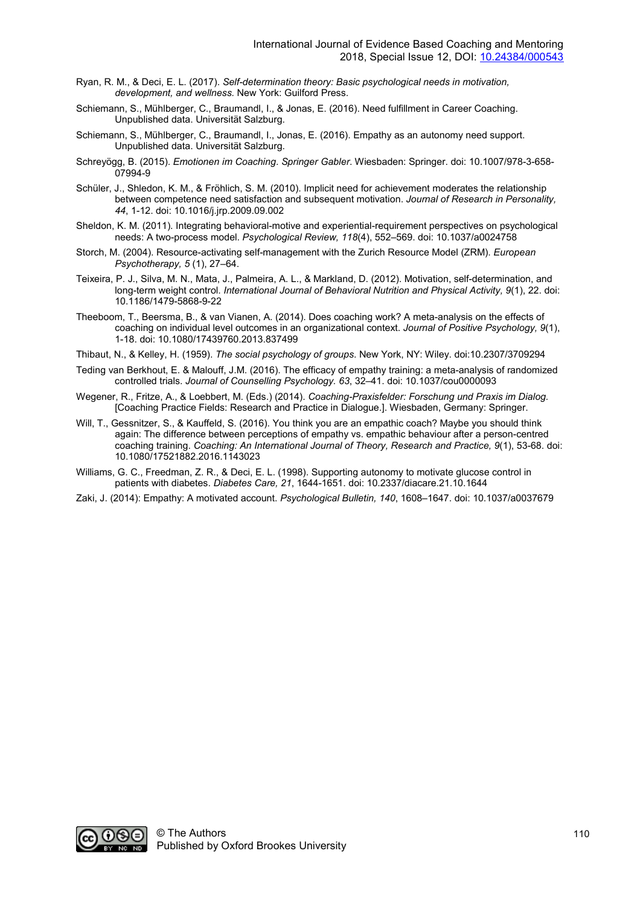Ryan, R. M., & Deci, E. L. (2017). *Self-determination theory: Basic psychological needs in motivation, development, and wellness.* New York: Guilford Press.

Schiemann, S., Mühlberger, C., Braumandl, I., & Jonas, E. (2016). Need fulfillment in Career Coaching. Unpublished data. Universität Salzburg.

Schiemann, S., Mühlberger, C., Braumandl, I., Jonas, E. (2016). Empathy as an autonomy need support. Unpublished data. Universität Salzburg.

Schreyögg, B. (2015). *Emotionen im Coaching*. *Springer Gabler*. Wiesbaden: Springer. doi: 10.1007/978-3-658-07994-9

Schüler, J., Shledon, K. M., & Fröhlich, S. M. (2010). Implicit need for achievement moderates the relationship between competence need satisfaction and subsequent motivation. *Journal of Research in Personality, 44*, 1-12. doi: 10.1016/j.jrp.2009.09.002

Sheldon, K. M. (2011). Integrating behavioral-motive and experiential-requirement perspectives on psychological needs: A two-process model. *Psychological Review, 118*(4), 552–569. doi: 10.1037/a0024758

Storch, M. (2004). Resource-activating self-management with the Zurich Resource Model (ZRM). *European Psychotherapy, 5* (1), 27–64.

Teixeira, P. J., Silva, M. N., Mata, J., Palmeira, A. L., & Markland, D. (2012). Motivation, self-determination, and long-term weight control. *International Journal of Behavioral Nutrition and Physical Activity, 9*(1), 22. doi: 10.1186/1479-5868-9-22

Theeboom, T., Beersma, B., & van Vianen, A. (2014). Does coaching work? A meta-analysis on the effects of coaching on individual level outcomes in an organizational context. *Journal of Positive Psychology, 9*(1), 1-18. doi: 10.1080/17439760.2013.837499

Thibaut, N., & Kelley, H. (1959). *The social psychology of groups*. New York, NY: Wiley. doi:10.2307/3709294

Teding van Berkhout, E. & Malouff, J.M. (2016). The efficacy of empathy training: a meta-analysis of randomized controlled trials. *Journal of Counselling Psychology. 63*, 32–41. doi: 10.1037/cou0000093

Wegener, R., Fritze, A., & Loebbert, M. (Eds.) (2014). *Coaching-Praxisfelder: Forschung und Praxis im Dialog.* [Coaching Practice Fields: Research and Practice in Dialogue.]. Wiesbaden, Germany: Springer.

Will, T., Gessnitzer, S., & Kauffeld, S. (2016). You think you are an empathic coach? Maybe you should think again: The difference between perceptions of empathy vs. empathic behaviour after a person-centred coaching training. *Coaching: An International Journal of Theory, Research and Practice, 9*(1), 53-68. doi: 10.1080/17521882.2016.1143023

Williams, G. C., Freedman, Z. R., & Deci, E. L. (1998). Supporting autonomy to motivate glucose control in patients with diabetes. *Diabetes Care, 21*, 1644-1651. doi: 10.2337/diacare.21.10.1644

Zaki, J. (2014): Empathy: A motivated account. *Psychological Bulletin, 140*, 1608–1647. doi: 10.1037/a0037679

© The Authors
Published by Oxford Brookes University